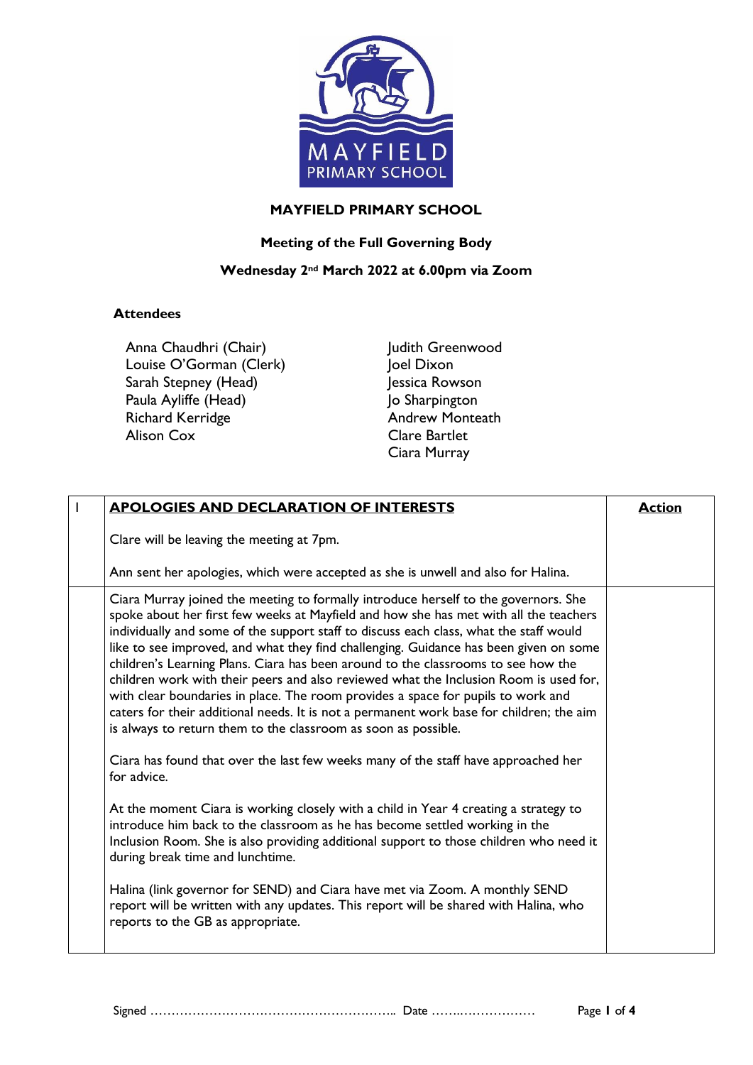# MAYFIELD PRIMARY SCHOOL

## Meeting of the Full Governing Body

### Wednesday 2nd March 2022 at 6.00pm via Zoom

**Attendees**

| | |
|---|---|
| Anna Chaudhri (Chair) | Judith Greenwood |
| Louise O'Gorman (Clerk) | Joel Dixon |
| Sarah Stepney (Head) | Jessica Rowson |
| Paula Ayliffe (Head) | Jo Sharpington |
| Richard Kerridge | Andrew Monteath |
| Alison Cox | Clare Bartlet |
| | Ciara Murray |

| 1 | **APOLOGIES AND DECLARATION OF INTERESTS** | **Action** |
|---|---|---|
| | Clare will be leaving the meeting at 7pm.<br><br>Ann sent her apologies, which were accepted as she is unwell and also for Halina. | |
| | Ciara Murray joined the meeting to formally introduce herself to the governors. She spoke about her first few weeks at Mayfield and how she has met with all the teachers individually and some of the support staff to discuss each class, what the staff would like to see improved, and what they find challenging. Guidance has been given on some children's Learning Plans. Ciara has been around to the classrooms to see how the children work with their peers and also reviewed what the Inclusion Room is used for, with clear boundaries in place. The room provides a space for pupils to work and caters for their additional needs. It is not a permanent work base for children; the aim is always to return them to the classroom as soon as possible.<br><br>Ciara has found that over the last few weeks many of the staff have approached her for advice.<br><br>At the moment Ciara is working closely with a child in Year 4 creating a strategy to introduce him back to the classroom as he has become settled working in the Inclusion Room. She is also providing additional support to those children who need it during break time and lunchtime.<br><br>Halina (link governor for SEND) and Ciara have met via Zoom. A monthly SEND report will be written with any updates. This report will be shared with Halina, who reports to the GB as appropriate. | |

Signed ………………………………………………….. Date ……..………………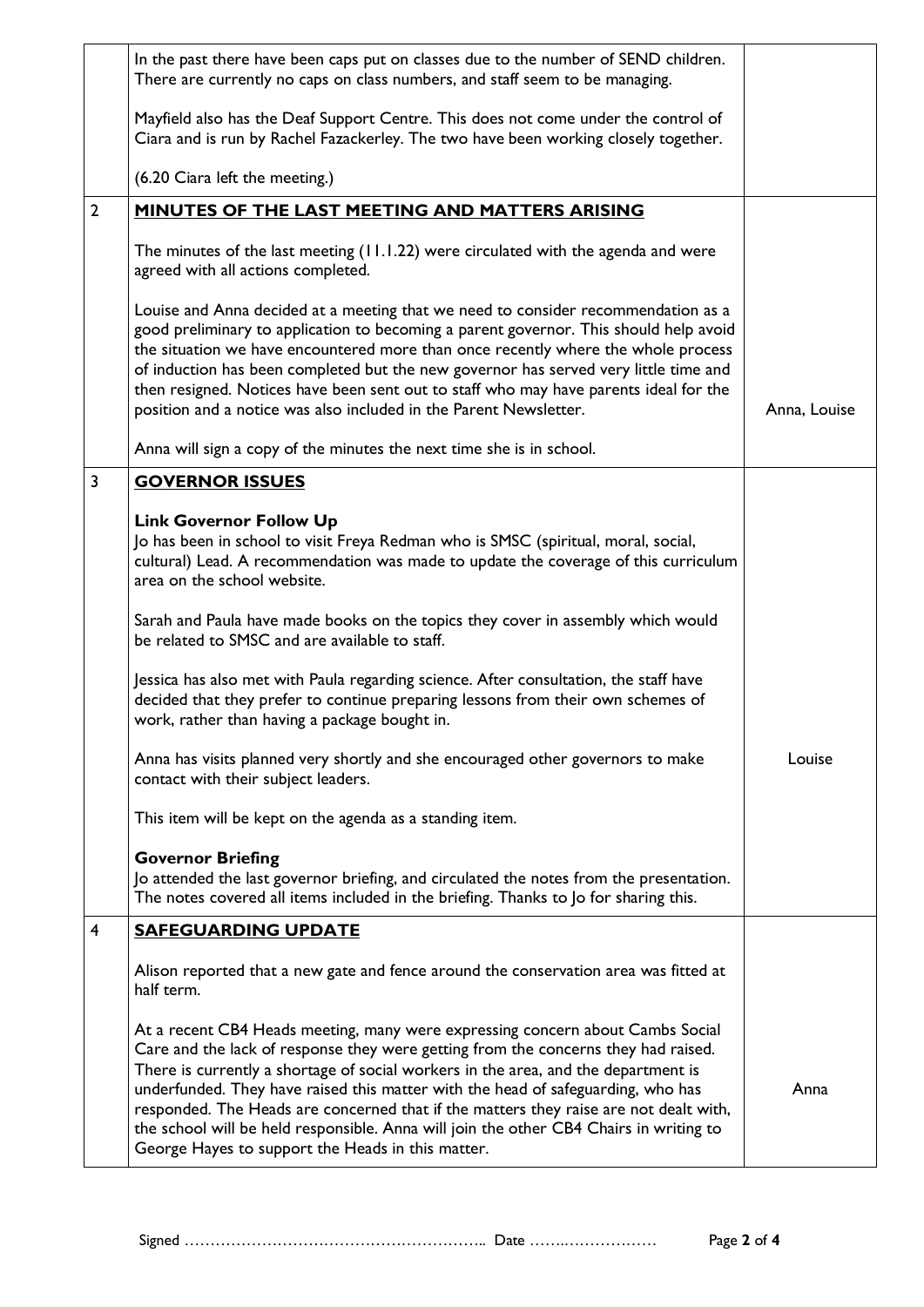| | | |
|---|---|---|
| | In the past there have been caps put on classes due to the number of SEND children. There are currently no caps on class numbers, and staff seem to be managing.<br><br>Mayfield also has the Deaf Support Centre. This does not come under the control of Ciara and is run by Rachel Fazackerley. The two have been working closely together.<br><br>(6.20 Ciara left the meeting.) | |
| 2 | **MINUTES OF THE LAST MEETING AND MATTERS ARISING**<br><br>The minutes of the last meeting (11.1.22) were circulated with the agenda and were agreed with all actions completed.<br><br>Louise and Anna decided at a meeting that we need to consider recommendation as a good preliminary to application to becoming a parent governor. This should help avoid the situation we have encountered more than once recently where the whole process of induction has been completed but the new governor has served very little time and then resigned. Notices have been sent out to staff who may have parents ideal for the position and a notice was also included in the Parent Newsletter.<br><br>Anna will sign a copy of the minutes the next time she is in school. | Anna, Louise |
| 3 | **GOVERNOR ISSUES**<br><br>**Link Governor Follow Up**<br>Jo has been in school to visit Freya Redman who is SMSC (spiritual, moral, social, cultural) Lead. A recommendation was made to update the coverage of this curriculum area on the school website.<br><br>Sarah and Paula have made books on the topics they cover in assembly which would be related to SMSC and are available to staff.<br><br>Jessica has also met with Paula regarding science. After consultation, the staff have decided that they prefer to continue preparing lessons from their own schemes of work, rather than having a package bought in.<br><br>Anna has visits planned very shortly and she encouraged other governors to make contact with their subject leaders.<br><br>This item will be kept on the agenda as a standing item.<br><br>**Governor Briefing**<br>Jo attended the last governor briefing, and circulated the notes from the presentation. The notes covered all items included in the briefing. Thanks to Jo for sharing this. | Louise |
| 4 | **SAFEGUARDING UPDATE**<br><br>Alison reported that a new gate and fence around the conservation area was fitted at half term.<br><br>At a recent CB4 Heads meeting, many were expressing concern about Cambs Social Care and the lack of response they were getting from the concerns they had raised. There is currently a shortage of social workers in the area, and the department is underfunded. They have raised this matter with the head of safeguarding, who has responded. The Heads are concerned that if the matters they raise are not dealt with, the school will be held responsible. Anna will join the other CB4 Chairs in writing to George Hayes to support the Heads in this matter. | Anna |

Signed ………………………………………………….. Date ……..………………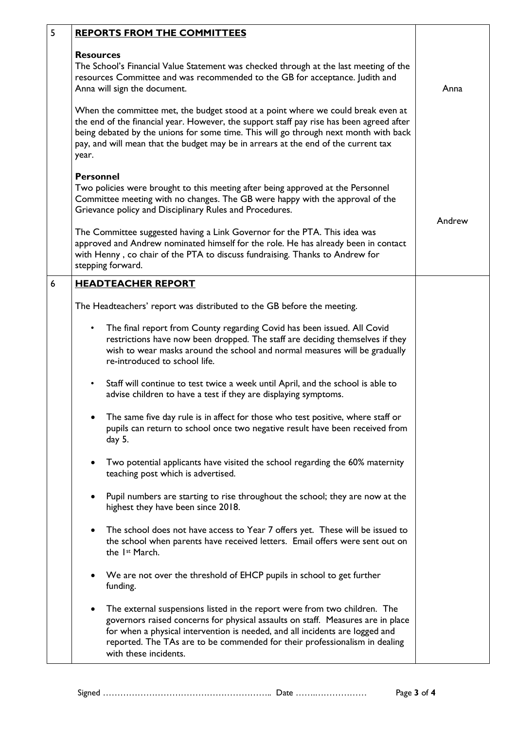| 5 | **REPORTS FROM THE COMMITTEES** | |
|---|---|---|
| | **Resources**<br>The School's Financial Value Statement was checked through at the last meeting of the resources Committee and was recommended to the GB for acceptance. Judith and Anna will sign the document.<br><br>When the committee met, the budget stood at a point where we could break even at the end of the financial year. However, the support staff pay rise has been agreed after being debated by the unions for some time. This will go through next month with back pay, and will mean that the budget may be in arrears at the end of the current tax year. | Anna |
| | **Personnel**<br>Two policies were brought to this meeting after being approved at the Personnel Committee meeting with no changes. The GB were happy with the approval of the Grievance policy and Disciplinary Rules and Procedures.<br><br>The Committee suggested having a Link Governor for the PTA. This idea was approved and Andrew nominated himself for the role. He has already been in contact with Henny , co chair of the PTA to discuss fundraising. Thanks to Andrew for stepping forward. | Andrew |
| 6 | **HEADTEACHER REPORT**<br><br>The Headteachers' report was distributed to the GB before the meeting.<br><br>• The final report from County regarding Covid has been issued. All Covid restrictions have now been dropped. The staff are deciding themselves if they wish to wear masks around the school and normal measures will be gradually re-introduced to school life.<br><br>• Staff will continue to test twice a week until April, and the school is able to advise children to have a test if they are displaying symptoms.<br><br>• The same five day rule is in affect for those who test positive, where staff or pupils can return to school once two negative result have been received from day 5.<br><br>• Two potential applicants have visited the school regarding the 60% maternity teaching post which is advertised.<br><br>• Pupil numbers are starting to rise throughout the school; they are now at the highest they have been since 2018.<br><br>• The school does not have access to Year 7 offers yet. These will be issued to the school when parents have received letters. Email offers were sent out on the 1st March.<br><br>• We are not over the threshold of EHCP pupils in school to get further funding.<br><br>• The external suspensions listed in the report were from two children. The governors raised concerns for physical assaults on staff. Measures are in place for when a physical intervention is needed, and all incidents are logged and reported. The TAs are to be commended for their professionalism in dealing with these incidents. | |

Signed ………………………………………………….. Date ……..………………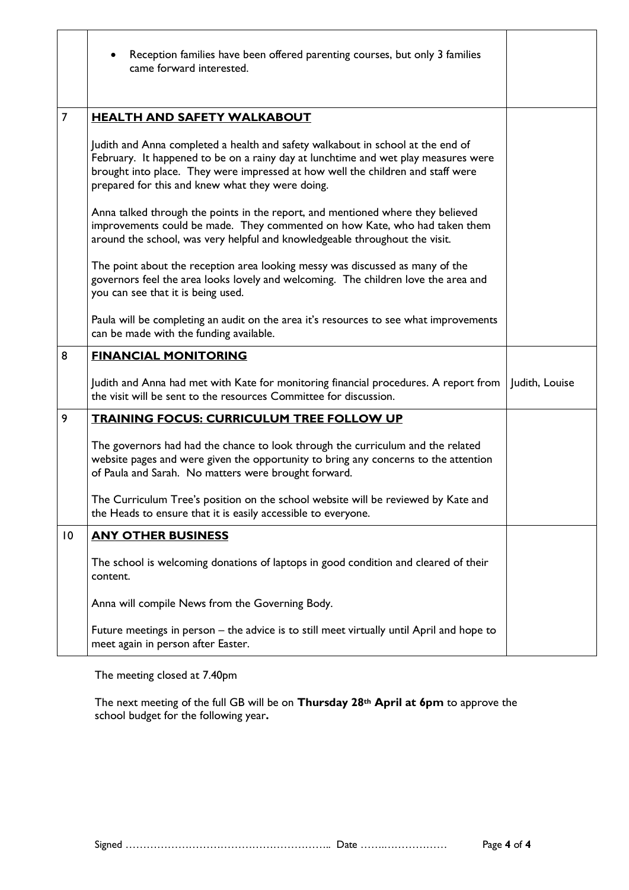| | | |
|---|---|---|
| | • Reception families have been offered parenting courses, but only 3 families came forward interested. | |
| 7 | **HEALTH AND SAFETY WALKABOUT**<br><br>Judith and Anna completed a health and safety walkabout in school at the end of February. It happened to be on a rainy day at lunchtime and wet play measures were brought into place. They were impressed at how well the children and staff were prepared for this and knew what they were doing.<br><br>Anna talked through the points in the report, and mentioned where they believed improvements could be made. They commented on how Kate, who had taken them around the school, was very helpful and knowledgeable throughout the visit.<br><br>The point about the reception area looking messy was discussed as many of the governors feel the area looks lovely and welcoming. The children love the area and you can see that it is being used.<br><br>Paula will be completing an audit on the area it's resources to see what improvements can be made with the funding available. | |
| 8 | **FINANCIAL MONITORING**<br><br>Judith and Anna had met with Kate for monitoring financial procedures. A report from the visit will be sent to the resources Committee for discussion. | Judith, Louise |
| 9 | **TRAINING FOCUS: CURRICULUM TREE FOLLOW UP**<br><br>The governors had had the chance to look through the curriculum and the related website pages and were given the opportunity to bring any concerns to the attention of Paula and Sarah. No matters were brought forward.<br><br>The Curriculum Tree's position on the school website will be reviewed by Kate and the Heads to ensure that it is easily accessible to everyone. | |
| 10 | **ANY OTHER BUSINESS**<br><br>The school is welcoming donations of laptops in good condition and cleared of their content.<br><br>Anna will compile News from the Governing Body.<br><br>Future meetings in person – the advice is to still meet virtually until April and hope to meet again in person after Easter. | |

The meeting closed at 7.40pm

The next meeting of the full GB will be on **Thursday 28th April at 6pm** to approve the school budget for the following year**.**

Signed ………………………………………………….. Date ……..………………